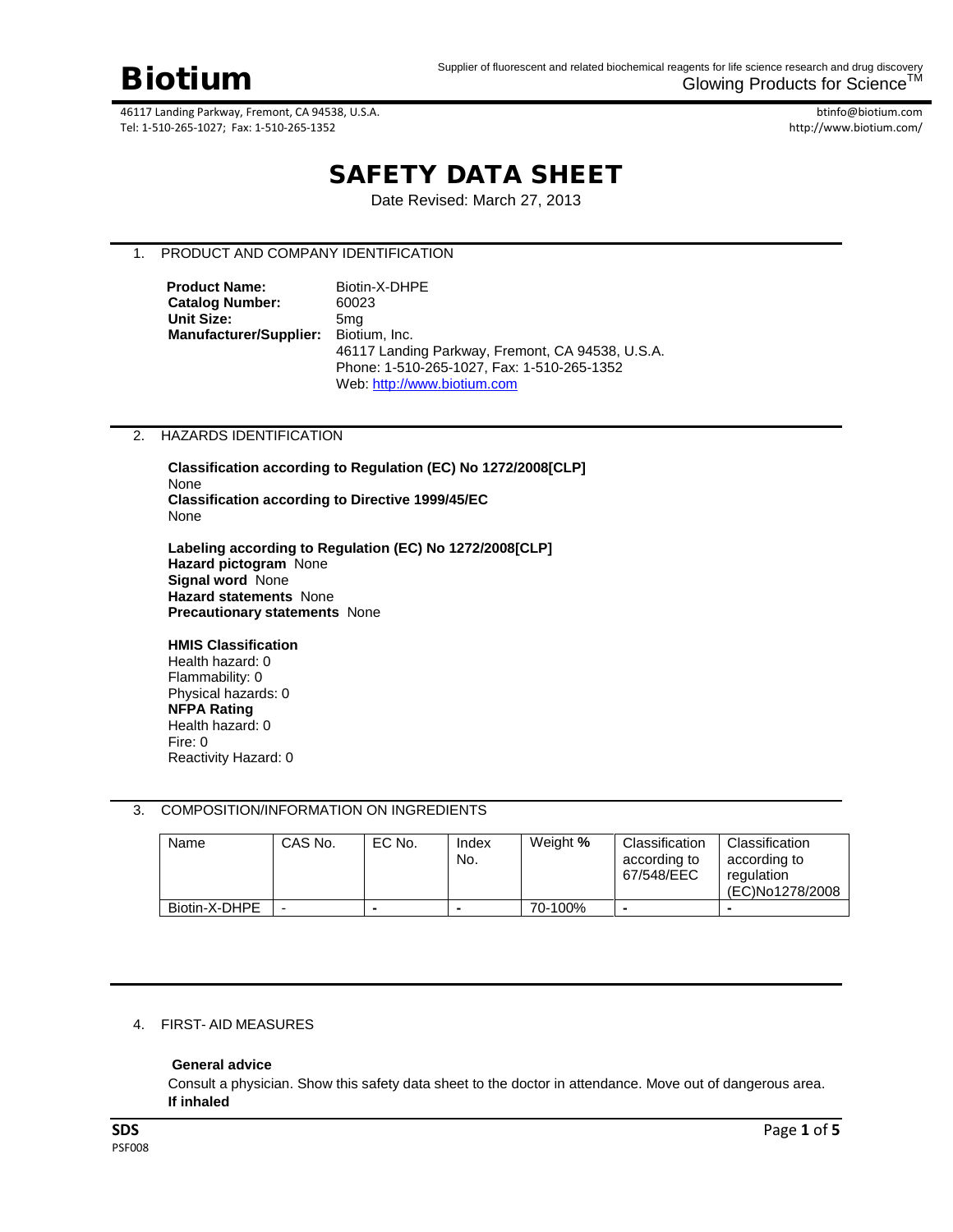# Biotium

Supplier of fluorescent and related biochemical reagents for life science research and drug discovery
Glowing Products for Science™

46117 Landing Parkway, Fremont, CA 94538, U.S.A.
Tel: 1-510-265-1027; Fax: 1-510-265-1352

btinfo@biotium.com
http://www.biotium.com/

# SAFETY DATA SHEET

Date Revised: March 27, 2013

## 1. PRODUCT AND COMPANY IDENTIFICATION

**Product Name:** Biotin-X-DHPE
**Catalog Number:** 60023
**Unit Size:** 5mg
**Manufacturer/Supplier:** Biotium, Inc.
46117 Landing Parkway, Fremont, CA 94538, U.S.A.
Phone: 1-510-265-1027, Fax: 1-510-265-1352
Web: [http://www.biotium.com](http://www.biotium.com)

## 2. HAZARDS IDENTIFICATION

**Classification according to Regulation (EC) No 1272/2008[CLP]**
None
**Classification according to Directive 1999/45/EC**
None

**Labeling according to Regulation (EC) No 1272/2008[CLP]**
**Hazard pictogram** None
**Signal word** None
**Hazard statements** None
**Precautionary statements** None

**HMIS Classification**
Health hazard: 0
Flammability: 0
Physical hazards: 0
**NFPA Rating**
Health hazard: 0
Fire: 0
Reactivity Hazard: 0

## 3. COMPOSITION/INFORMATION ON INGREDIENTS

| Name | CAS No. | EC No. | Index No. | Weight % | Classification according to 67/548/EEC | Classification according to regulation (EC)No1278/2008 |
|---|---|---|---|---|---|---|
| Biotin-X-DHPE | - | - | - | 70-100% | - | - |

## 4. FIRST- AID MEASURES

**General advice**
Consult a physician. Show this safety data sheet to the doctor in attendance. Move out of dangerous area.
**If inhaled**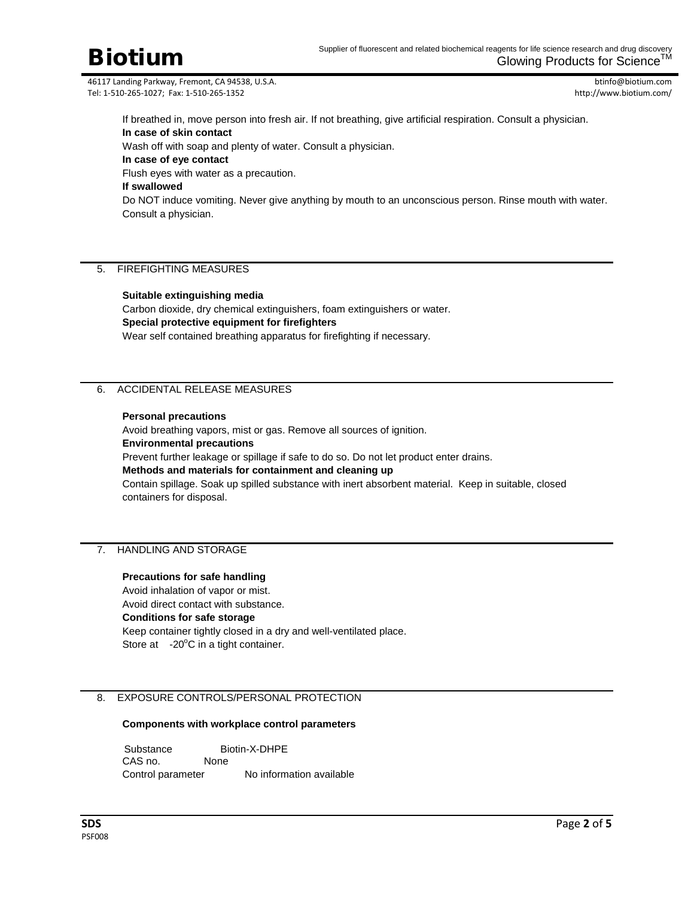If breathed in, move person into fresh air. If not breathing, give artificial respiration. Consult a physician.

**In case of skin contact**

Wash off with soap and plenty of water. Consult a physician.

**In case of eye contact**

Flush eyes with water as a precaution.

**If swallowed**

Do NOT induce vomiting. Never give anything by mouth to an unconscious person. Rinse mouth with water. Consult a physician.

## 5. FIREFIGHTING MEASURES

**Suitable extinguishing media**

Carbon dioxide, dry chemical extinguishers, foam extinguishers or water.

**Special protective equipment for firefighters**

Wear self contained breathing apparatus for firefighting if necessary.

## 6. ACCIDENTAL RELEASE MEASURES

**Personal precautions**

Avoid breathing vapors, mist or gas. Remove all sources of ignition.

**Environmental precautions**

Prevent further leakage or spillage if safe to do so. Do not let product enter drains.

**Methods and materials for containment and cleaning up**

Contain spillage. Soak up spilled substance with inert absorbent material. Keep in suitable, closed containers for disposal.

## 7. HANDLING AND STORAGE

**Precautions for safe handling**

Avoid inhalation of vapor or mist.

Avoid direct contact with substance.

**Conditions for safe storage**

Keep container tightly closed in a dry and well-ventilated place.

Store at -20°C in a tight container.

## 8. EXPOSURE CONTROLS/PERSONAL PROTECTION

**Components with workplace control parameters**

Substance Biotin-X-DHPE

CAS no. None

Control parameter No information available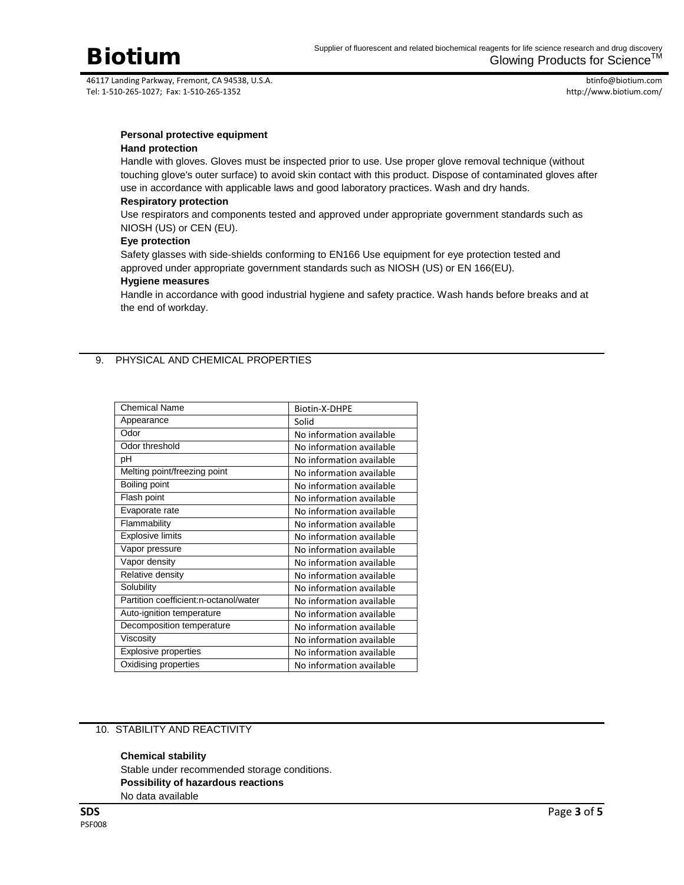**Personal protective equipment**

**Hand protection**

Handle with gloves. Gloves must be inspected prior to use. Use proper glove removal technique (without touching glove's outer surface) to avoid skin contact with this product. Dispose of contaminated gloves after use in accordance with applicable laws and good laboratory practices. Wash and dry hands.

**Respiratory protection**

Use respirators and components tested and approved under appropriate government standards such as NIOSH (US) or CEN (EU).

**Eye protection**

Safety glasses with side-shields conforming to EN166 Use equipment for eye protection tested and approved under appropriate government standards such as NIOSH (US) or EN 166(EU).

**Hygiene measures**

Handle in accordance with good industrial hygiene and safety practice. Wash hands before breaks and at the end of workday.

## 9. PHYSICAL AND CHEMICAL PROPERTIES

| Chemical Name | Biotin-X-DHPE |
|---|---|
| Appearance | Solid |
| Odor | No information available |
| Odor threshold | No information available |
| pH | No information available |
| Melting point/freezing point | No information available |
| Boiling point | No information available |
| Flash point | No information available |
| Evaporate rate | No information available |
| Flammability | No information available |
| Explosive limits | No information available |
| Vapor pressure | No information available |
| Vapor density | No information available |
| Relative density | No information available |
| Solubility | No information available |
| Partition coefficient:n-octanol/water | No information available |
| Auto-ignition temperature | No information available |
| Decomposition temperature | No information available |
| Viscosity | No information available |
| Explosive properties | No information available |
| Oxidising properties | No information available |

## 10. STABILITY AND REACTIVITY

**Chemical stability**

Stable under recommended storage conditions.

**Possibility of hazardous reactions**

No data available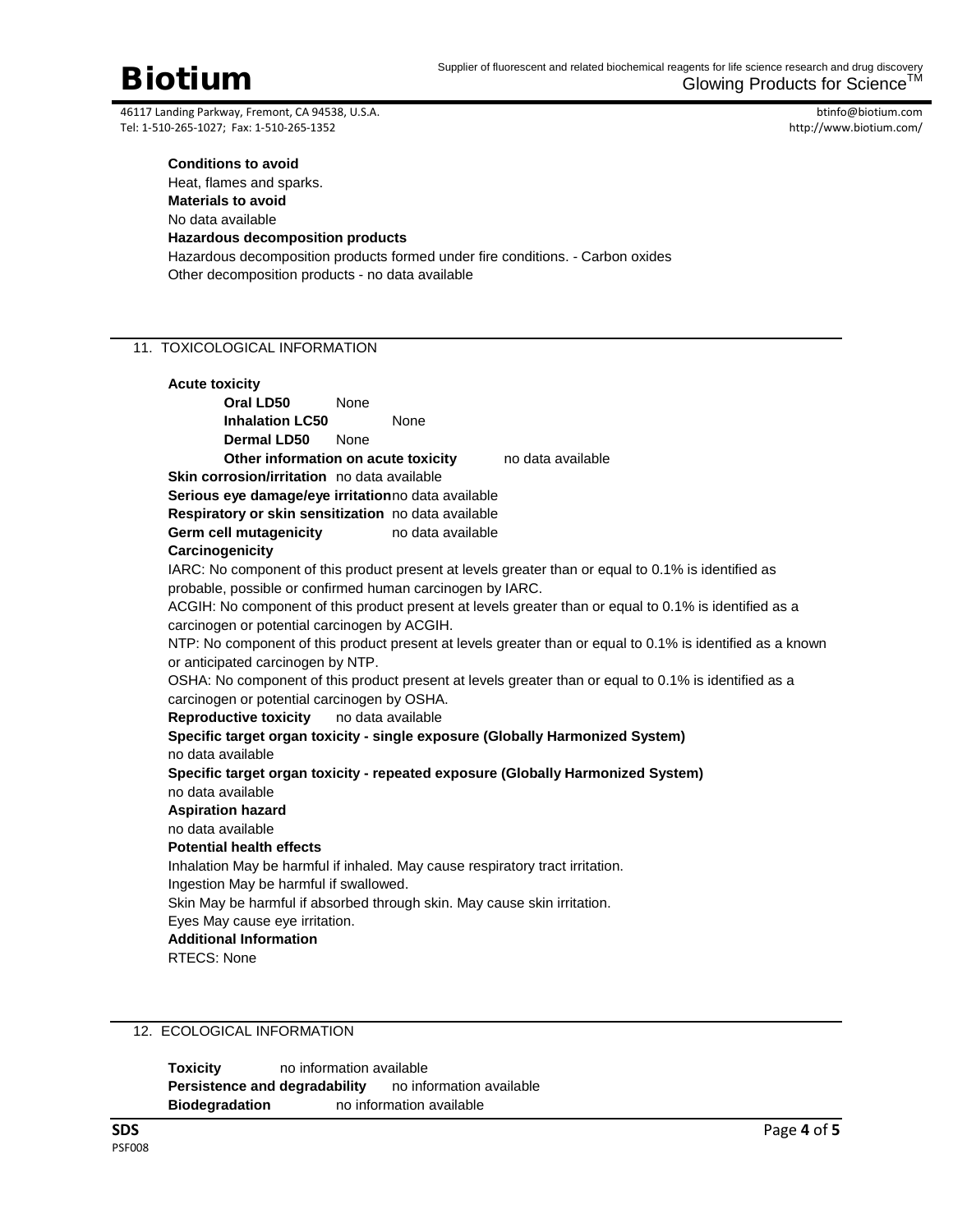**Conditions to avoid**

Heat, flames and sparks.

**Materials to avoid**

No data available

**Hazardous decomposition products**

Hazardous decomposition products formed under fire conditions. - Carbon oxides

Other decomposition products - no data available

## 11. TOXICOLOGICAL INFORMATION

**Acute toxicity**

**Oral LD50** None

**Inhalation LC50** None

**Dermal LD50** None

**Other information on acute toxicity** no data available

**Skin corrosion/irritation** no data available

**Serious eye damage/eye irritation** no data available

**Respiratory or skin sensitization** no data available

**Germ cell mutagenicity** no data available

**Carcinogenicity**

IARC: No component of this product present at levels greater than or equal to 0.1% is identified as probable, possible or confirmed human carcinogen by IARC.

ACGIH: No component of this product present at levels greater than or equal to 0.1% is identified as a carcinogen or potential carcinogen by ACGIH.

NTP: No component of this product present at levels greater than or equal to 0.1% is identified as a known or anticipated carcinogen by NTP.

OSHA: No component of this product present at levels greater than or equal to 0.1% is identified as a carcinogen or potential carcinogen by OSHA.

**Reproductive toxicity** no data available

**Specific target organ toxicity - single exposure (Globally Harmonized System)**

no data available

**Specific target organ toxicity - repeated exposure (Globally Harmonized System)**

no data available

**Aspiration hazard**

no data available

**Potential health effects**

Inhalation May be harmful if inhaled. May cause respiratory tract irritation.

Ingestion May be harmful if swallowed.

Skin May be harmful if absorbed through skin. May cause skin irritation.

Eyes May cause eye irritation.

**Additional Information**

RTECS: None

## 12. ECOLOGICAL INFORMATION

**Toxicity** no information available

**Persistence and degradability** no information available

**Biodegradation** no information available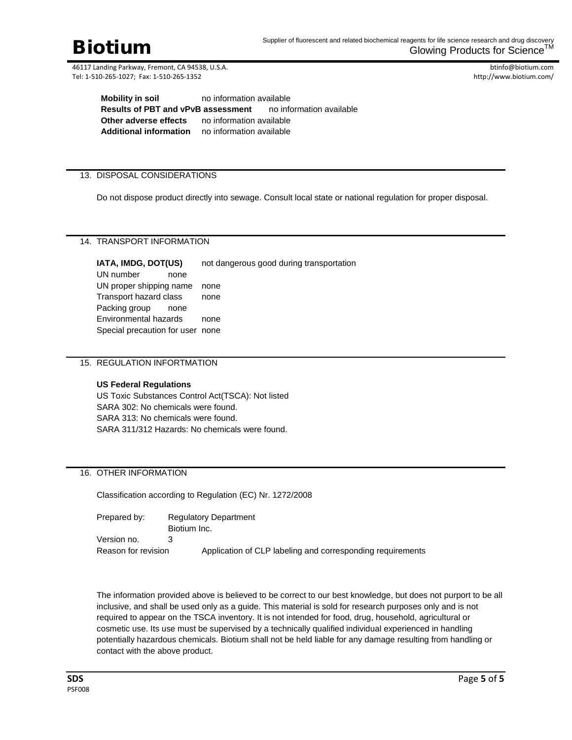**Mobility in soil** no information available
**Results of PBT and vPvB assessment** no information available
**Other adverse effects** no information available
**Additional information** no information available

## 13. DISPOSAL CONSIDERATIONS

Do not dispose product directly into sewage. Consult local state or national regulation for proper disposal.

## 14. TRANSPORT INFORMATION

**IATA, IMDG, DOT(US)** not dangerous good during transportation

UN number none
UN proper shipping name none
Transport hazard class none
Packing group none
Environmental hazards none
Special precaution for user none

## 15. REGULATION INFORTMATION

**US Federal Regulations**

US Toxic Substances Control Act(TSCA): Not listed
SARA 302: No chemicals were found.
SARA 313: No chemicals were found.
SARA 311/312 Hazards: No chemicals were found.

## 16. OTHER INFORMATION

Classification according to Regulation (EC) Nr. 1272/2008

Prepared by: Regulatory Department
Biotium Inc.
Version no. 3
Reason for revision Application of CLP labeling and corresponding requirements

The information provided above is believed to be correct to our best knowledge, but does not purport to be all inclusive, and shall be used only as a guide. This material is sold for research purposes only and is not required to appear on the TSCA inventory. It is not intended for food, drug, household, agricultural or cosmetic use. Its use must be supervised by a technically qualified individual experienced in handling potentially hazardous chemicals. Biotium shall not be held liable for any damage resulting from handling or contact with the above product.